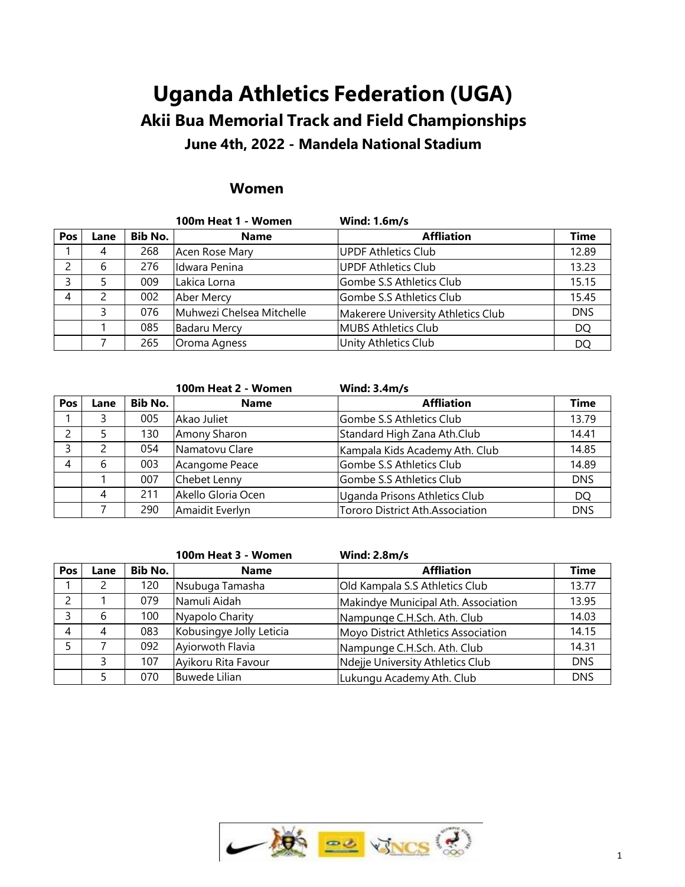# Uganda Athletics Federation (UGA)

## Akii Bua Memorial Track and Field Championships

### June 4th, 2022 - Mandela National Stadium

#### Women

**100m Heat 1 - Women** **Wind: 1.6m/s**

| Pos | Lane | Bib No. | Name | Affliation | Time |
|---|---|---|---|---|---|
| 1 | 4 | 268 | Acen Rose Mary | UPDF Athletics Club | 12.89 |
| 2 | 6 | 276 | Idwara Penina | UPDF Athletics Club | 13.23 |
| 3 | 5 | 009 | Lakica Lorna | Gombe S.S Athletics Club | 15.15 |
| 4 | 2 | 002 | Aber Mercy | Gombe S.S Athletics Club | 15.45 |
| | 3 | 076 | Muhwezi Chelsea Mitchelle | Makerere University Athletics Club | DNS |
| | 1 | 085 | Badaru Mercy | MUBS Athletics Club | DQ |
| | 7 | 265 | Oroma Agness | Unity Athletics Club | DQ |

**100m Heat 2 - Women** **Wind: 3.4m/s**

| Pos | Lane | Bib No. | Name | Affliation | Time |
|---|---|---|---|---|---|
| 1 | 3 | 005 | Akao Juliet | Gombe S.S Athletics Club | 13.79 |
| 2 | 5 | 130 | Amony Sharon | Standard High Zana Ath.Club | 14.41 |
| 3 | 2 | 054 | Namatovu Clare | Kampala Kids Academy Ath. Club | 14.85 |
| 4 | 6 | 003 | Acangome Peace | Gombe S.S Athletics Club | 14.89 |
| | 1 | 007 | Chebet Lenny | Gombe S.S Athletics Club | DNS |
| | 4 | 211 | Akello Gloria Ocen | Uganda Prisons Athletics Club | DQ |
| | 7 | 290 | Amaidit Everlyn | Tororo District Ath.Association | DNS |

**100m Heat 3 - Women** **Wind: 2.8m/s**

| Pos | Lane | Bib No. | Name | Affliation | Time |
|---|---|---|---|---|---|
| 1 | 2 | 120 | Nsubuga Tamasha | Old Kampala S.S Athletics Club | 13.77 |
| 2 | 1 | 079 | Namuli Aidah | Makindye Municipal Ath. Association | 13.95 |
| 3 | 6 | 100 | Nyapolo Charity | Nampunge C.H.Sch. Ath. Club | 14.03 |
| 4 | 4 | 083 | Kobusingye Jolly Leticia | Moyo District Athletics Association | 14.15 |
| 5 | 7 | 092 | Ayiorwoth Flavia | Nampunge C.H.Sch. Ath. Club | 14.31 |
| | 3 | 107 | Ayikoru Rita Favour | Ndejje University Athletics Club | DNS |
| | 5 | 070 | Buwede Lilian | Lukungu Academy Ath. Club | DNS |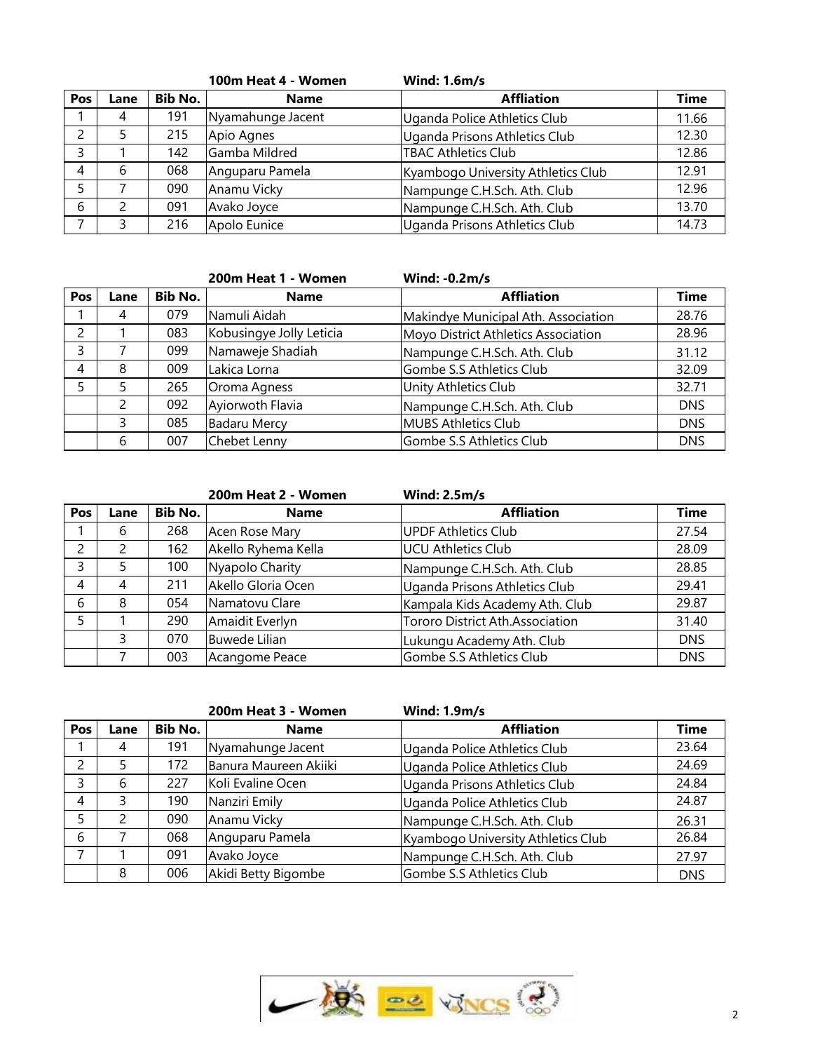### 100m Heat 4 - Women Wind: 1.6m/s

| Pos | Lane | Bib No. | Name | Affliation | Time |
|---|---|---|---|---|---|
| 1 | 4 | 191 | Nyamahunge Jacent | Uganda Police Athletics Club | 11.66 |
| 2 | 5 | 215 | Apio Agnes | Uganda Prisons Athletics Club | 12.30 |
| 3 | 1 | 142 | Gamba Mildred | TBAC Athletics Club | 12.86 |
| 4 | 6 | 068 | Anguparu Pamela | Kyambogo University Athletics Club | 12.91 |
| 5 | 7 | 090 | Anamu Vicky | Nampunge C.H.Sch. Ath. Club | 12.96 |
| 6 | 2 | 091 | Avako Joyce | Nampunge C.H.Sch. Ath. Club | 13.70 |
| 7 | 3 | 216 | Apolo Eunice | Uganda Prisons Athletics Club | 14.73 |

### 200m Heat 1 - Women Wind: -0.2m/s

| Pos | Lane | Bib No. | Name | Affliation | Time |
|---|---|---|---|---|---|
| 1 | 4 | 079 | Namuli Aidah | Makindye Municipal Ath. Association | 28.76 |
| 2 | 1 | 083 | Kobusingye Jolly Leticia | Moyo District Athletics Association | 28.96 |
| 3 | 7 | 099 | Namaweje Shadiah | Nampunge C.H.Sch. Ath. Club | 31.12 |
| 4 | 8 | 009 | Lakica Lorna | Gombe S.S Athletics Club | 32.09 |
| 5 | 5 | 265 | Oroma Agness | Unity Athletics Club | 32.71 |
|  | 2 | 092 | Ayiorwoth Flavia | Nampunge C.H.Sch. Ath. Club | DNS |
|  | 3 | 085 | Badaru Mercy | MUBS Athletics Club | DNS |
|  | 6 | 007 | Chebet Lenny | Gombe S.S Athletics Club | DNS |

### 200m Heat 2 - Women Wind: 2.5m/s

| Pos | Lane | Bib No. | Name | Affliation | Time |
|---|---|---|---|---|---|
| 1 | 6 | 268 | Acen Rose Mary | UPDF Athletics Club | 27.54 |
| 2 | 2 | 162 | Akello Ryhema Kella | UCU Athletics Club | 28.09 |
| 3 | 5 | 100 | Nyapolo Charity | Nampunge C.H.Sch. Ath. Club | 28.85 |
| 4 | 4 | 211 | Akello Gloria Ocen | Uganda Prisons Athletics Club | 29.41 |
| 6 | 8 | 054 | Namatovu Clare | Kampala Kids Academy Ath. Club | 29.87 |
| 5 | 1 | 290 | Amaidit Everlyn | Tororo District Ath.Association | 31.40 |
|  | 3 | 070 | Buwede Lilian | Lukungu Academy Ath. Club | DNS |
|  | 7 | 003 | Acangome Peace | Gombe S.S Athletics Club | DNS |

### 200m Heat 3 - Women Wind: 1.9m/s

| Pos | Lane | Bib No. | Name | Affliation | Time |
|---|---|---|---|---|---|
| 1 | 4 | 191 | Nyamahunge Jacent | Uganda Police Athletics Club | 23.64 |
| 2 | 5 | 172 | Banura Maureen Akiiki | Uganda Police Athletics Club | 24.69 |
| 3 | 6 | 227 | Koli Evaline Ocen | Uganda Prisons Athletics Club | 24.84 |
| 4 | 3 | 190 | Nanziri Emily | Uganda Police Athletics Club | 24.87 |
| 5 | 2 | 090 | Anamu Vicky | Nampunge C.H.Sch. Ath. Club | 26.31 |
| 6 | 7 | 068 | Anguparu Pamela | Kyambogo University Athletics Club | 26.84 |
| 7 | 1 | 091 | Avako Joyce | Nampunge C.H.Sch. Ath. Club | 27.97 |
|  | 8 | 006 | Akidi Betty Bigombe | Gombe S.S Athletics Club | DNS |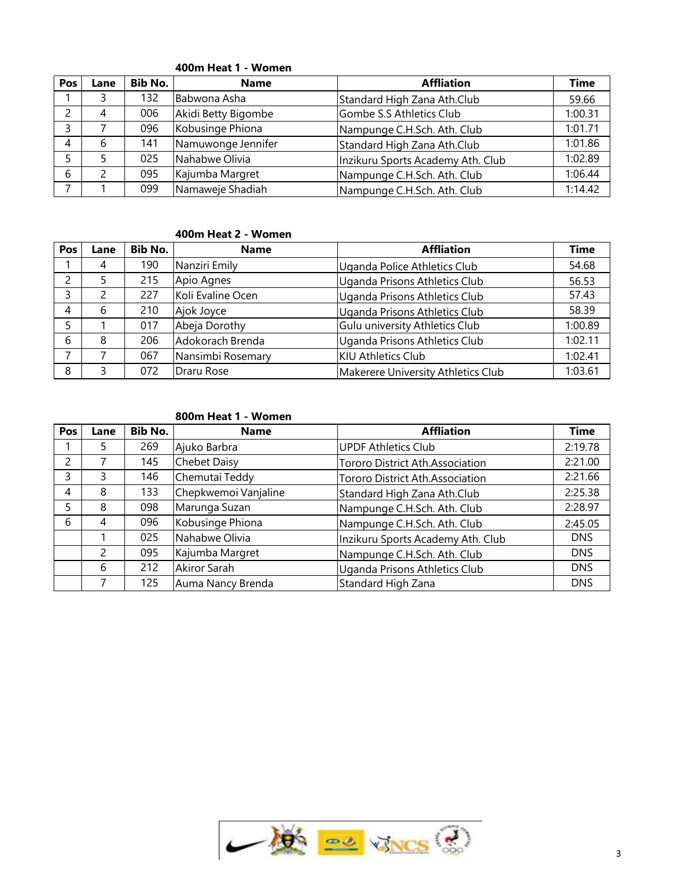**400m Heat 1 - Women**

| Pos | Lane | Bib No. | Name | Affliation | Time |
|---|---|---|---|---|---|
| 1 | 3 | 132 | Babwona Asha | Standard High Zana Ath.Club | 59.66 |
| 2 | 4 | 006 | Akidi Betty Bigombe | Gombe S.S Athletics Club | 1:00.31 |
| 3 | 7 | 096 | Kobusinge Phiona | Nampunge C.H.Sch. Ath. Club | 1:01.71 |
| 4 | 6 | 141 | Namuwonge Jennifer | Standard High Zana Ath.Club | 1:01.86 |
| 5 | 5 | 025 | Nahabwe Olivia | Inzikuru Sports Academy Ath. Club | 1:02.89 |
| 6 | 2 | 095 | Kajumba Margret | Nampunge C.H.Sch. Ath. Club | 1:06.44 |
| 7 | 1 | 099 | Namaweje Shadiah | Nampunge C.H.Sch. Ath. Club | 1:14.42 |

**400m Heat 2 - Women**

| Pos | Lane | Bib No. | Name | Affliation | Time |
|---|---|---|---|---|---|
| 1 | 4 | 190 | Nanziri Emily | Uganda Police Athletics Club | 54.68 |
| 2 | 5 | 215 | Apio Agnes | Uganda Prisons Athletics Club | 56.53 |
| 3 | 2 | 227 | Koli Evaline Ocen | Uganda Prisons Athletics Club | 57.43 |
| 4 | 6 | 210 | Ajok Joyce | Uganda Prisons Athletics Club | 58.39 |
| 5 | 1 | 017 | Abeja Dorothy | Gulu university Athletics Club | 1:00.89 |
| 6 | 8 | 206 | Adokorach Brenda | Uganda Prisons Athletics Club | 1:02.11 |
| 7 | 7 | 067 | Nansimbi Rosemary | KIU Athletics Club | 1:02.41 |
| 8 | 3 | 072 | Draru Rose | Makerere University Athletics Club | 1:03.61 |

**800m Heat 1 - Women**

| Pos | Lane | Bib No. | Name | Affliation | Time |
|---|---|---|---|---|---|
| 1 | 5 | 269 | Ajuko Barbra | UPDF Athletics Club | 2:19.78 |
| 2 | 7 | 145 | Chebet Daisy | Tororo District Ath.Association | 2:21.00 |
| 3 | 3 | 146 | Chemutai Teddy | Tororo District Ath.Association | 2:21.66 |
| 4 | 8 | 133 | Chepkwemoi Vanjaline | Standard High Zana Ath.Club | 2:25.38 |
| 5 | 8 | 098 | Marunga Suzan | Nampunge C.H.Sch. Ath. Club | 2:28.97 |
| 6 | 4 | 096 | Kobusinge Phiona | Nampunge C.H.Sch. Ath. Club | 2:45.05 |
|  | 1 | 025 | Nahabwe Olivia | Inzikuru Sports Academy Ath. Club | DNS |
|  | 2 | 095 | Kajumba Margret | Nampunge C.H.Sch. Ath. Club | DNS |
|  | 6 | 212 | Akiror Sarah | Uganda Prisons Athletics Club | DNS |
|  | 7 | 125 | Auma Nancy Brenda | Standard High Zana | DNS |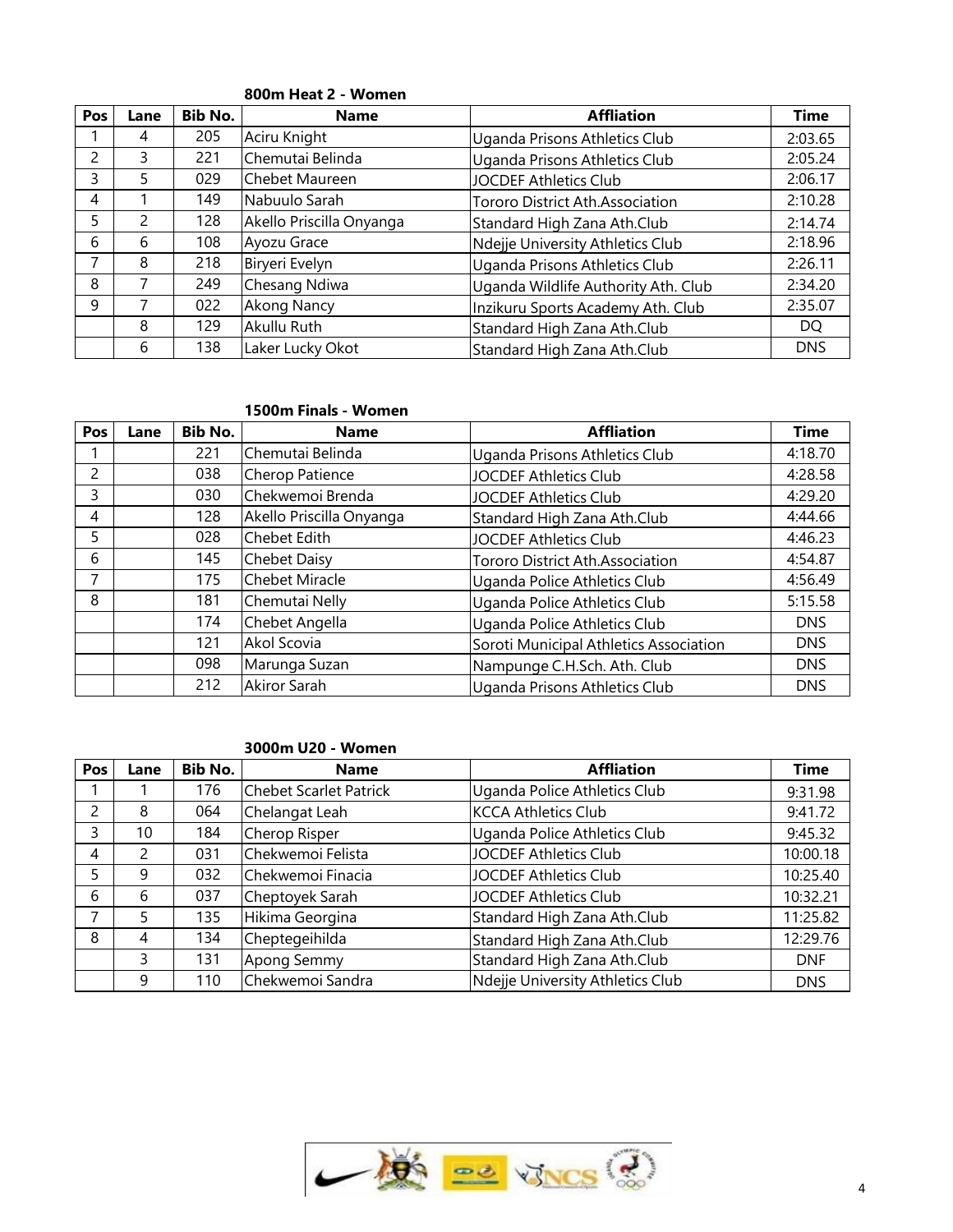### 800m Heat 2 - Women

| Pos | Lane | Bib No. | Name | Affliation | Time |
|---|---|---|---|---|---|
| 1 | 4 | 205 | Aciru Knight | Uganda Prisons Athletics Club | 2:03.65 |
| 2 | 3 | 221 | Chemutai Belinda | Uganda Prisons Athletics Club | 2:05.24 |
| 3 | 5 | 029 | Chebet Maureen | JOCDEF Athletics Club | 2:06.17 |
| 4 | 1 | 149 | Nabuulo Sarah | Tororo District Ath.Association | 2:10.28 |
| 5 | 2 | 128 | Akello Priscilla Onyanga | Standard High Zana Ath.Club | 2:14.74 |
| 6 | 6 | 108 | Ayozu Grace | Ndejje University Athletics Club | 2:18.96 |
| 7 | 8 | 218 | Biryeri Evelyn | Uganda Prisons Athletics Club | 2:26.11 |
| 8 | 7 | 249 | Chesang Ndiwa | Uganda Wildlife Authority Ath. Club | 2:34.20 |
| 9 | 7 | 022 | Akong Nancy | Inzikuru Sports Academy Ath. Club | 2:35.07 |
| | 8 | 129 | Akullu Ruth | Standard High Zana Ath.Club | DQ |
| | 6 | 138 | Laker Lucky Okot | Standard High Zana Ath.Club | DNS |

### 1500m Finals - Women

| Pos | Lane | Bib No. | Name | Affliation | Time |
|---|---|---|---|---|---|
| 1 | | 221 | Chemutai Belinda | Uganda Prisons Athletics Club | 4:18.70 |
| 2 | | 038 | Cherop Patience | JOCDEF Athletics Club | 4:28.58 |
| 3 | | 030 | Chekwemoi Brenda | JOCDEF Athletics Club | 4:29.20 |
| 4 | | 128 | Akello Priscilla Onyanga | Standard High Zana Ath.Club | 4:44.66 |
| 5 | | 028 | Chebet Edith | JOCDEF Athletics Club | 4:46.23 |
| 6 | | 145 | Chebet Daisy | Tororo District Ath.Association | 4:54.87 |
| 7 | | 175 | Chebet Miracle | Uganda Police Athletics Club | 4:56.49 |
| 8 | | 181 | Chemutai Nelly | Uganda Police Athletics Club | 5:15.58 |
| | | 174 | Chebet Angella | Uganda Police Athletics Club | DNS |
| | | 121 | Akol Scovia | Soroti Municipal Athletics Association | DNS |
| | | 098 | Marunga Suzan | Nampunge C.H.Sch. Ath. Club | DNS |
| | | 212 | Akiror Sarah | Uganda Prisons Athletics Club | DNS |

### 3000m U20 - Women

| Pos | Lane | Bib No. | Name | Affliation | Time |
|---|---|---|---|---|---|
| 1 | 1 | 176 | Chebet Scarlet Patrick | Uganda Police Athletics Club | 9:31.98 |
| 2 | 8 | 064 | Chelangat Leah | KCCA Athletics Club | 9:41.72 |
| 3 | 10 | 184 | Cherop Risper | Uganda Police Athletics Club | 9:45.32 |
| 4 | 2 | 031 | Chekwemoi Felista | JOCDEF Athletics Club | 10:00.18 |
| 5 | 9 | 032 | Chekwemoi Finacia | JOCDEF Athletics Club | 10:25.40 |
| 6 | 6 | 037 | Cheptoyek Sarah | JOCDEF Athletics Club | 10:32.21 |
| 7 | 5 | 135 | Hikima Georgina | Standard High Zana Ath.Club | 11:25.82 |
| 8 | 4 | 134 | Cheptegeihilda | Standard High Zana Ath.Club | 12:29.76 |
| | 3 | 131 | Apong Semmy | Standard High Zana Ath.Club | DNF |
| | 9 | 110 | Chekwemoi Sandra | Ndejje University Athletics Club | DNS |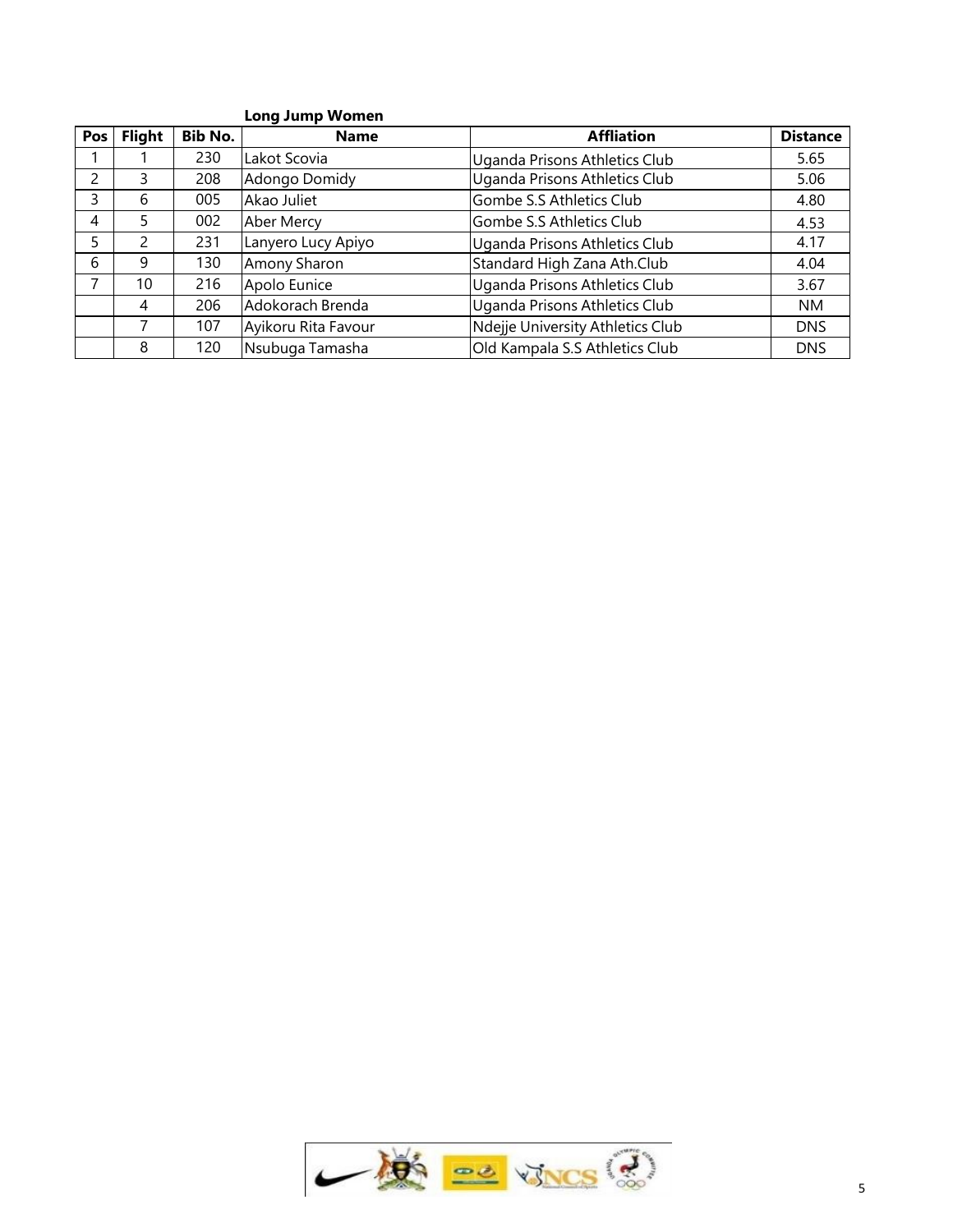**Long Jump Women**

| Pos | Flight | Bib No. | Name | Affliation | Distance |
|---|---|---|---|---|---|
| 1 | 1 | 230 | Lakot Scovia | Uganda Prisons Athletics Club | 5.65 |
| 2 | 3 | 208 | Adongo Domidy | Uganda Prisons Athletics Club | 5.06 |
| 3 | 6 | 005 | Akao Juliet | Gombe S.S Athletics Club | 4.80 |
| 4 | 5 | 002 | Aber Mercy | Gombe S.S Athletics Club | 4.53 |
| 5 | 2 | 231 | Lanyero Lucy Apiyo | Uganda Prisons Athletics Club | 4.17 |
| 6 | 9 | 130 | Amony Sharon | Standard High Zana Ath.Club | 4.04 |
| 7 | 10 | 216 | Apolo Eunice | Uganda Prisons Athletics Club | 3.67 |
| | 4 | 206 | Adokorach Brenda | Uganda Prisons Athletics Club | NM |
| | 7 | 107 | Ayikoru Rita Favour | Ndejje University Athletics Club | DNS |
| | 8 | 120 | Nsubuga Tamasha | Old Kampala S.S Athletics Club | DNS |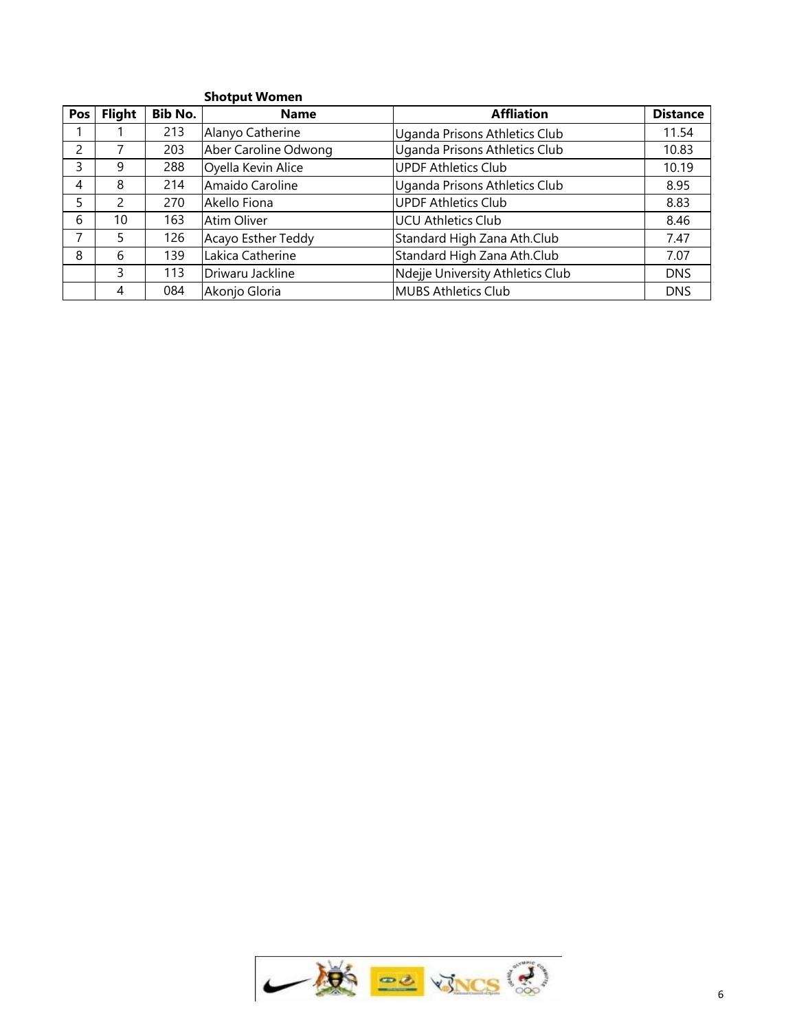### Shotput Women

| Pos | Flight | Bib No. | Name | Affliation | Distance |
|---|---|---|---|---|---|
| 1 | 1 | 213 | Alanyo Catherine | Uganda Prisons Athletics Club | 11.54 |
| 2 | 7 | 203 | Aber Caroline Odwong | Uganda Prisons Athletics Club | 10.83 |
| 3 | 9 | 288 | Oyella Kevin Alice | UPDF Athletics Club | 10.19 |
| 4 | 8 | 214 | Amaido Caroline | Uganda Prisons Athletics Club | 8.95 |
| 5 | 2 | 270 | Akello Fiona | UPDF Athletics Club | 8.83 |
| 6 | 10 | 163 | Atim Oliver | UCU Athletics Club | 8.46 |
| 7 | 5 | 126 | Acayo Esther Teddy | Standard High Zana Ath.Club | 7.47 |
| 8 | 6 | 139 | Lakica Catherine | Standard High Zana Ath.Club | 7.07 |
| | 3 | 113 | Driwaru Jackline | Ndejje University Athletics Club | DNS |
| | 4 | 084 | Akonjo Gloria | MUBS Athletics Club | DNS |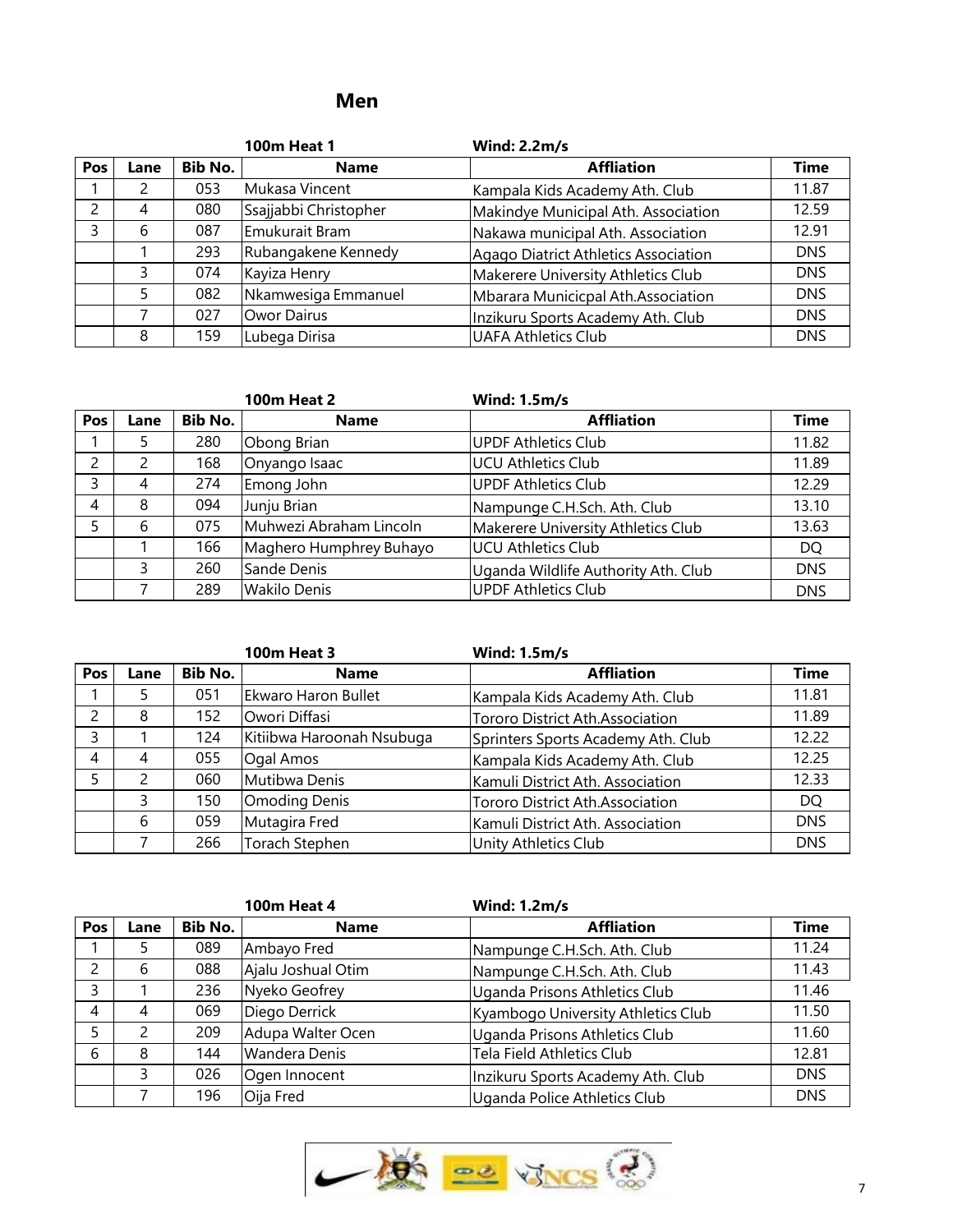## Men

**100m Heat 1** **Wind: 2.2m/s**

| Pos | Lane | Bib No. | Name | Affliation | Time |
|---|---|---|---|---|---|
| 1 | 2 | 053 | Mukasa Vincent | Kampala Kids Academy Ath. Club | 11.87 |
| 2 | 4 | 080 | Ssajjabbi Christopher | Makindye Municipal Ath. Association | 12.59 |
| 3 | 6 | 087 | Emukurait Bram | Nakawa municipal Ath. Association | 12.91 |
| | 1 | 293 | Rubangakene Kennedy | Agago Diatrict Athletics Association | DNS |
| | 3 | 074 | Kayiza Henry | Makerere University Athletics Club | DNS |
| | 5 | 082 | Nkamwesiga Emmanuel | Mbarara Municicpal Ath.Association | DNS |
| | 7 | 027 | Owor Dairus | Inzikuru Sports Academy Ath. Club | DNS |
| | 8 | 159 | Lubega Dirisa | UAFA Athletics Club | DNS |

**100m Heat 2** **Wind: 1.5m/s**

| Pos | Lane | Bib No. | Name | Affliation | Time |
|---|---|---|---|---|---|
| 1 | 5 | 280 | Obong Brian | UPDF Athletics Club | 11.82 |
| 2 | 2 | 168 | Onyango Isaac | UCU Athletics Club | 11.89 |
| 3 | 4 | 274 | Emong John | UPDF Athletics Club | 12.29 |
| 4 | 8 | 094 | Junju Brian | Nampunge C.H.Sch. Ath. Club | 13.10 |
| 5 | 6 | 075 | Muhwezi Abraham Lincoln | Makerere University Athletics Club | 13.63 |
| | 1 | 166 | Maghero Humphrey Buhayo | UCU Athletics Club | DQ |
| | 3 | 260 | Sande Denis | Uganda Wildlife Authority Ath. Club | DNS |
| | 7 | 289 | Wakilo Denis | UPDF Athletics Club | DNS |

**100m Heat 3** **Wind: 1.5m/s**

| Pos | Lane | Bib No. | Name | Affliation | Time |
|---|---|---|---|---|---|
| 1 | 5 | 051 | Ekwaro Haron Bullet | Kampala Kids Academy Ath. Club | 11.81 |
| 2 | 8 | 152 | Owori Diffasi | Tororo District Ath.Association | 11.89 |
| 3 | 1 | 124 | Kitiibwa Haroonah Nsubuga | Sprinters Sports Academy Ath. Club | 12.22 |
| 4 | 4 | 055 | Ogal Amos | Kampala Kids Academy Ath. Club | 12.25 |
| 5 | 2 | 060 | Mutibwa Denis | Kamuli District Ath. Association | 12.33 |
| | 3 | 150 | Omoding Denis | Tororo District Ath.Association | DQ |
| | 6 | 059 | Mutagira Fred | Kamuli District Ath. Association | DNS |
| | 7 | 266 | Torach Stephen | Unity Athletics Club | DNS |

**100m Heat 4** **Wind: 1.2m/s**

| Pos | Lane | Bib No. | Name | Affliation | Time |
|---|---|---|---|---|---|
| 1 | 5 | 089 | Ambayo Fred | Nampunge C.H.Sch. Ath. Club | 11.24 |
| 2 | 6 | 088 | Ajalu Joshual Otim | Nampunge C.H.Sch. Ath. Club | 11.43 |
| 3 | 1 | 236 | Nyeko Geofrey | Uganda Prisons Athletics Club | 11.46 |
| 4 | 4 | 069 | Diego Derrick | Kyambogo University Athletics Club | 11.50 |
| 5 | 2 | 209 | Adupa Walter Ocen | Uganda Prisons Athletics Club | 11.60 |
| 6 | 8 | 144 | Wandera Denis | Tela Field Athletics Club | 12.81 |
| | 3 | 026 | Ogen Innocent | Inzikuru Sports Academy Ath. Club | DNS |
| | 7 | 196 | Oija Fred | Uganda Police Athletics Club | DNS |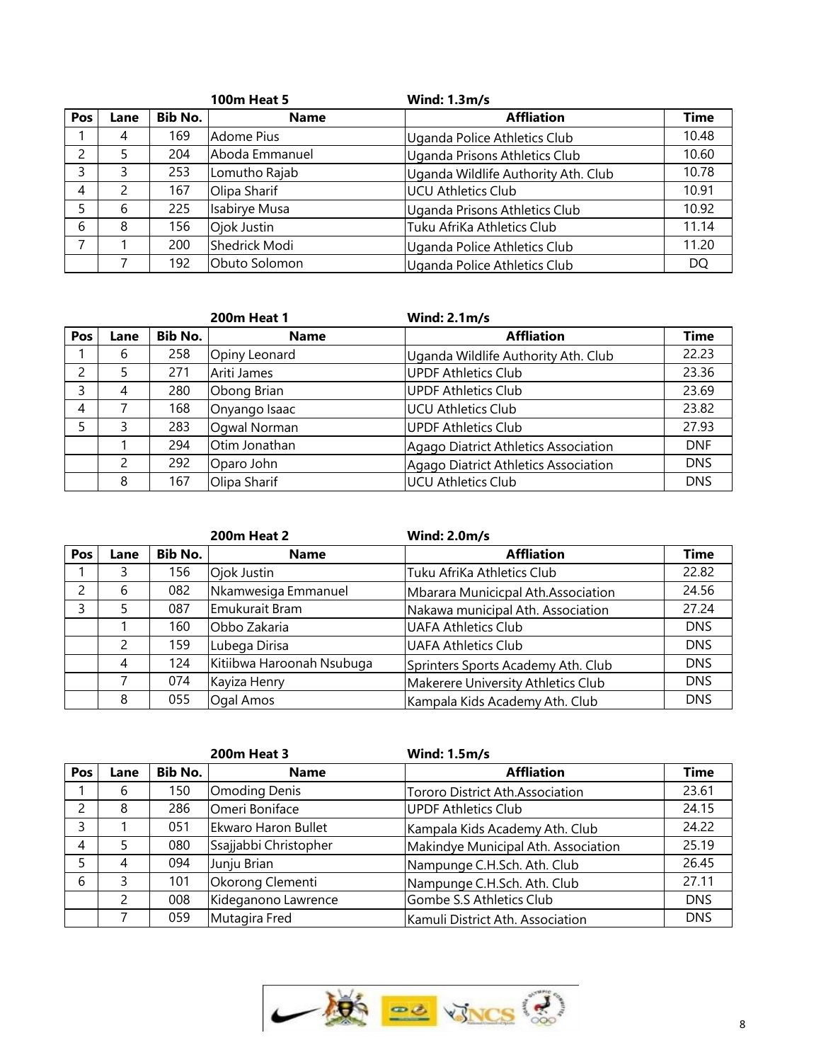**100m Heat 5** **Wind: 1.3m/s**

| Pos | Lane | Bib No. | Name | Affliation | Time |
|---|---|---|---|---|---|
| 1 | 4 | 169 | Adome Pius | Uganda Police Athletics Club | 10.48 |
| 2 | 5 | 204 | Aboda Emmanuel | Uganda Prisons Athletics Club | 10.60 |
| 3 | 3 | 253 | Lomutho Rajab | Uganda Wildlife Authority Ath. Club | 10.78 |
| 4 | 2 | 167 | Olipa Sharif | UCU Athletics Club | 10.91 |
| 5 | 6 | 225 | Isabirye Musa | Uganda Prisons Athletics Club | 10.92 |
| 6 | 8 | 156 | Ojok Justin | Tuku AfriKa Athletics Club | 11.14 |
| 7 | 1 | 200 | Shedrick Modi | Uganda Police Athletics Club | 11.20 |
| | 7 | 192 | Obuto Solomon | Uganda Police Athletics Club | DQ |

**200m Heat 1** **Wind: 2.1m/s**

| Pos | Lane | Bib No. | Name | Affliation | Time |
|---|---|---|---|---|---|
| 1 | 6 | 258 | Opiny Leonard | Uganda Wildlife Authority Ath. Club | 22.23 |
| 2 | 5 | 271 | Ariti James | UPDF Athletics Club | 23.36 |
| 3 | 4 | 280 | Obong Brian | UPDF Athletics Club | 23.69 |
| 4 | 7 | 168 | Onyango Isaac | UCU Athletics Club | 23.82 |
| 5 | 3 | 283 | Ogwal Norman | UPDF Athletics Club | 27.93 |
| | 1 | 294 | Otim Jonathan | Agago Diatrict Athletics Association | DNF |
| | 2 | 292 | Oparo John | Agago Diatrict Athletics Association | DNS |
| | 8 | 167 | Olipa Sharif | UCU Athletics Club | DNS |

**200m Heat 2** **Wind: 2.0m/s**

| Pos | Lane | Bib No. | Name | Affliation | Time |
|---|---|---|---|---|---|
| 1 | 3 | 156 | Ojok Justin | Tuku AfriKa Athletics Club | 22.82 |
| 2 | 6 | 082 | Nkamwesiga Emmanuel | Mbarara Municicpal Ath.Association | 24.56 |
| 3 | 5 | 087 | Emukurait Bram | Nakawa municipal Ath. Association | 27.24 |
| | 1 | 160 | Obbo Zakaria | UAFA Athletics Club | DNS |
| | 2 | 159 | Lubega Dirisa | UAFA Athletics Club | DNS |
| | 4 | 124 | Kitiibwa Haroonah Nsubuga | Sprinters Sports Academy Ath. Club | DNS |
| | 7 | 074 | Kayiza Henry | Makerere University Athletics Club | DNS |
| | 8 | 055 | Ogal Amos | Kampala Kids Academy Ath. Club | DNS |

**200m Heat 3** **Wind: 1.5m/s**

| Pos | Lane | Bib No. | Name | Affliation | Time |
|---|---|---|---|---|---|
| 1 | 6 | 150 | Omoding Denis | Tororo District Ath.Association | 23.61 |
| 2 | 8 | 286 | Omeri Boniface | UPDF Athletics Club | 24.15 |
| 3 | 1 | 051 | Ekwaro Haron Bullet | Kampala Kids Academy Ath. Club | 24.22 |
| 4 | 5 | 080 | Ssajjabbi Christopher | Makindye Municipal Ath. Association | 25.19 |
| 5 | 4 | 094 | Junju Brian | Nampunge C.H.Sch. Ath. Club | 26.45 |
| 6 | 3 | 101 | Okorong Clementi | Nampunge C.H.Sch. Ath. Club | 27.11 |
| | 2 | 008 | Kideganono Lawrence | Gombe S.S Athletics Club | DNS |
| | 7 | 059 | Mutagira Fred | Kamuli District Ath. Association | DNS |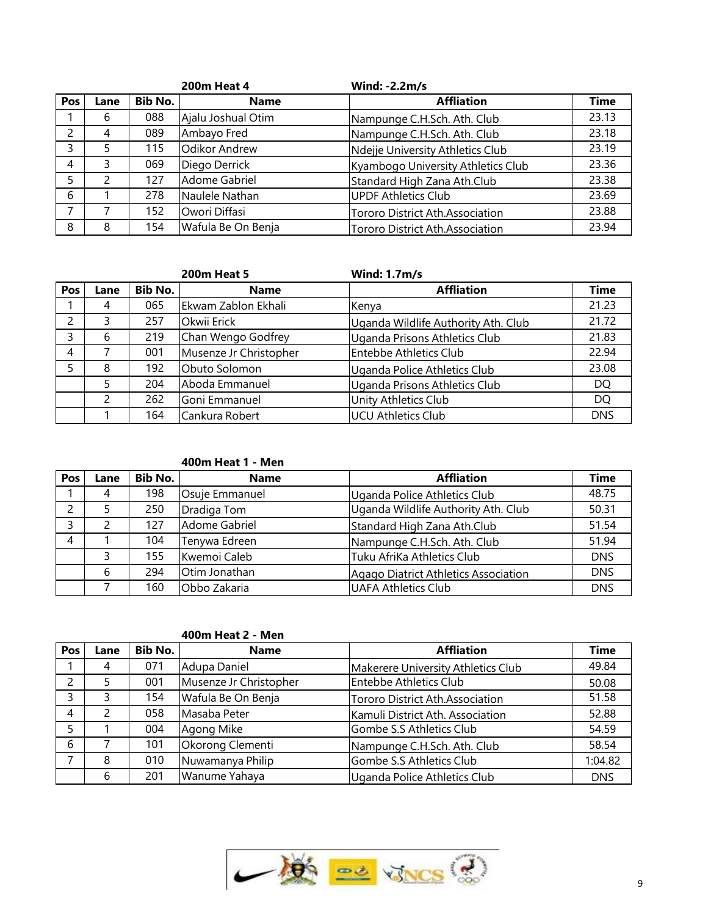**200m Heat 4** **Wind: -2.2m/s**

| Pos | Lane | Bib No. | Name | Affliation | Time |
|---|---|---|---|---|---|
| 1 | 6 | 088 | Ajalu Joshual Otim | Nampunge C.H.Sch. Ath. Club | 23.13 |
| 2 | 4 | 089 | Ambayo Fred | Nampunge C.H.Sch. Ath. Club | 23.18 |
| 3 | 5 | 115 | Odikor Andrew | Ndejje University Athletics Club | 23.19 |
| 4 | 3 | 069 | Diego Derrick | Kyambogo University Athletics Club | 23.36 |
| 5 | 2 | 127 | Adome Gabriel | Standard High Zana Ath.Club | 23.38 |
| 6 | 1 | 278 | Naulele Nathan | UPDF Athletics Club | 23.69 |
| 7 | 7 | 152 | Owori Diffasi | Tororo District Ath.Association | 23.88 |
| 8 | 8 | 154 | Wafula Be On Benja | Tororo District Ath.Association | 23.94 |

**200m Heat 5** **Wind: 1.7m/s**

| Pos | Lane | Bib No. | Name | Affliation | Time |
|---|---|---|---|---|---|
| 1 | 4 | 065 | Ekwam Zablon Ekhali | Kenya | 21.23 |
| 2 | 3 | 257 | Okwii Erick | Uganda Wildlife Authority Ath. Club | 21.72 |
| 3 | 6 | 219 | Chan Wengo Godfrey | Uganda Prisons Athletics Club | 21.83 |
| 4 | 7 | 001 | Musenze Jr Christopher | Entebbe Athletics Club | 22.94 |
| 5 | 8 | 192 | Obuto Solomon | Uganda Police Athletics Club | 23.08 |
| | 5 | 204 | Aboda Emmanuel | Uganda Prisons Athletics Club | DQ |
| | 2 | 262 | Goni Emmanuel | Unity Athletics Club | DQ |
| | 1 | 164 | Cankura Robert | UCU Athletics Club | DNS |

**400m Heat 1 - Men**

| Pos | Lane | Bib No. | Name | Affliation | Time |
|---|---|---|---|---|---|
| 1 | 4 | 198 | Osuje Emmanuel | Uganda Police Athletics Club | 48.75 |
| 2 | 5 | 250 | Dradiga Tom | Uganda Wildlife Authority Ath. Club | 50.31 |
| 3 | 2 | 127 | Adome Gabriel | Standard High Zana Ath.Club | 51.54 |
| 4 | 1 | 104 | Tenywa Edreen | Nampunge C.H.Sch. Ath. Club | 51.94 |
| | 3 | 155 | Kwemoi Caleb | Tuku AfriKa Athletics Club | DNS |
| | 6 | 294 | Otim Jonathan | Agago Diatrict Athletics Association | DNS |
| | 7 | 160 | Obbo Zakaria | UAFA Athletics Club | DNS |

**400m Heat 2 - Men**

| Pos | Lane | Bib No. | Name | Affliation | Time |
|---|---|---|---|---|---|
| 1 | 4 | 071 | Adupa Daniel | Makerere University Athletics Club | 49.84 |
| 2 | 5 | 001 | Musenze Jr Christopher | Entebbe Athletics Club | 50.08 |
| 3 | 3 | 154 | Wafula Be On Benja | Tororo District Ath.Association | 51.58 |
| 4 | 2 | 058 | Masaba Peter | Kamuli District Ath. Association | 52.88 |
| 5 | 1 | 004 | Agong Mike | Gombe S.S Athletics Club | 54.59 |
| 6 | 7 | 101 | Okorong Clementi | Nampunge C.H.Sch. Ath. Club | 58.54 |
| 7 | 8 | 010 | Nuwamanya Philip | Gombe S.S Athletics Club | 1:04.82 |
| | 6 | 201 | Wanume Yahaya | Uganda Police Athletics Club | DNS |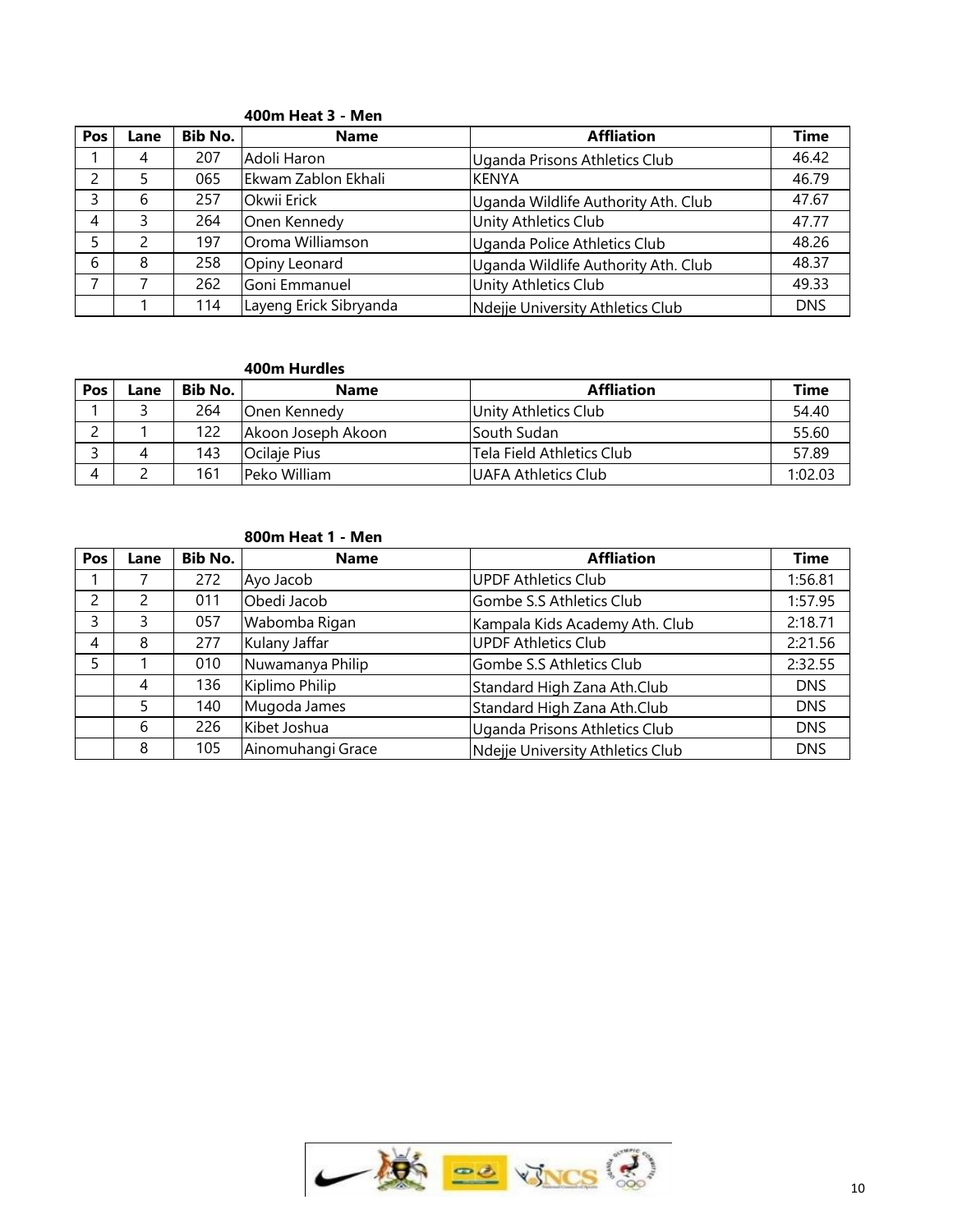### 400m Heat 3 - Men

| Pos | Lane | Bib No. | Name | Affliation | Time |
|---|---|---|---|---|---|
| 1 | 4 | 207 | Adoli Haron | Uganda Prisons Athletics Club | 46.42 |
| 2 | 5 | 065 | Ekwam Zablon Ekhali | KENYA | 46.79 |
| 3 | 6 | 257 | Okwii Erick | Uganda Wildlife Authority Ath. Club | 47.67 |
| 4 | 3 | 264 | Onen Kennedy | Unity Athletics Club | 47.77 |
| 5 | 2 | 197 | Oroma Williamson | Uganda Police Athletics Club | 48.26 |
| 6 | 8 | 258 | Opiny Leonard | Uganda Wildlife Authority Ath. Club | 48.37 |
| 7 | 7 | 262 | Goni Emmanuel | Unity Athletics Club | 49.33 |
| | 1 | 114 | Layeng Erick Sibryanda | Ndejje University Athletics Club | DNS |

### 400m Hurdles

| Pos | Lane | Bib No. | Name | Affliation | Time |
|---|---|---|---|---|---|
| 1 | 3 | 264 | Onen Kennedy | Unity Athletics Club | 54.40 |
| 2 | 1 | 122 | Akoon Joseph Akoon | South Sudan | 55.60 |
| 3 | 4 | 143 | Ocilaje Pius | Tela Field Athletics Club | 57.89 |
| 4 | 2 | 161 | Peko William | UAFA Athletics Club | 1:02.03 |

### 800m Heat 1 - Men

| Pos | Lane | Bib No. | Name | Affliation | Time |
|---|---|---|---|---|---|
| 1 | 7 | 272 | Ayo Jacob | UPDF Athletics Club | 1:56.81 |
| 2 | 2 | 011 | Obedi Jacob | Gombe S.S Athletics Club | 1:57.95 |
| 3 | 3 | 057 | Wabomba Rigan | Kampala Kids Academy Ath. Club | 2:18.71 |
| 4 | 8 | 277 | Kulany Jaffar | UPDF Athletics Club | 2:21.56 |
| 5 | 1 | 010 | Nuwamanya Philip | Gombe S.S Athletics Club | 2:32.55 |
| | 4 | 136 | Kiplimo Philip | Standard High Zana Ath.Club | DNS |
| | 5 | 140 | Mugoda James | Standard High Zana Ath.Club | DNS |
| | 6 | 226 | Kibet Joshua | Uganda Prisons Athletics Club | DNS |
| | 8 | 105 | Ainomuhangi Grace | Ndejje University Athletics Club | DNS |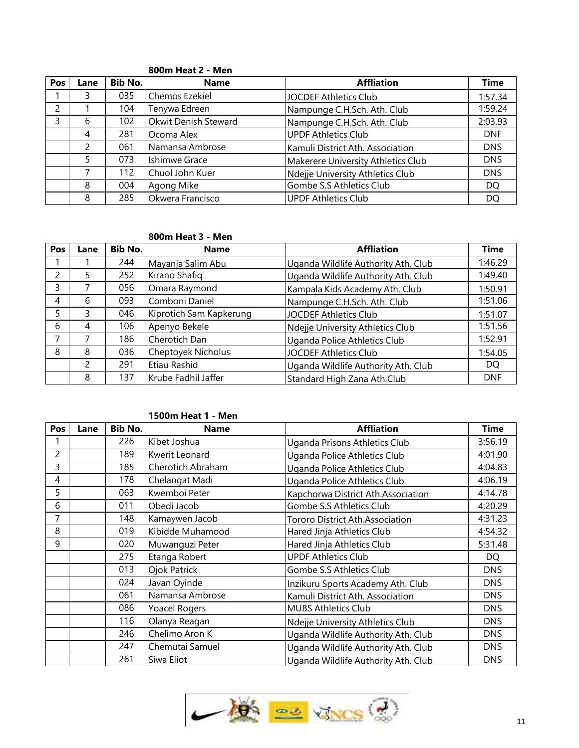### 800m Heat 2 - Men

| Pos | Lane | Bib No. | Name | Affliation | Time |
|---|---|---|---|---|---|
| 1 | 3 | 035 | Chemos Ezekiel | JOCDEF Athletics Club | 1:57.34 |
| 2 | 1 | 104 | Tenywa Edreen | Nampunge C.H.Sch. Ath. Club | 1:59.24 |
| 3 | 6 | 102 | Okwit Denish Steward | Nampunge C.H.Sch. Ath. Club | 2:03.93 |
| | 4 | 281 | Ocoma Alex | UPDF Athletics Club | DNF |
| | 2 | 061 | Namansa Ambrose | Kamuli District Ath. Association | DNS |
| | 5 | 073 | Ishimwe Grace | Makerere University Athletics Club | DNS |
| | 7 | 112 | Chuol John Kuer | Ndejje University Athletics Club | DNS |
| | 8 | 004 | Agong Mike | Gombe S.S Athletics Club | DQ |
| | 8 | 285 | Okwera Francisco | UPDF Athletics Club | DQ |

### 800m Heat 3 - Men

| Pos | Lane | Bib No. | Name | Affliation | Time |
|---|---|---|---|---|---|
| 1 | 1 | 244 | Mayanja Salim Abu | Uganda Wildlife Authority Ath. Club | 1:46.29 |
| 2 | 5 | 252 | Kirano Shafiq | Uganda Wildlife Authority Ath. Club | 1:49.40 |
| 3 | 7 | 056 | Omara Raymond | Kampala Kids Academy Ath. Club | 1:50.91 |
| 4 | 6 | 093 | Comboni Daniel | Nampunge C.H.Sch. Ath. Club | 1:51.06 |
| 5 | 3 | 046 | Kiprotich Sam Kapkerung | JOCDEF Athletics Club | 1:51.07 |
| 6 | 4 | 106 | Apenyo Bekele | Ndejje University Athletics Club | 1:51.56 |
| 7 | 7 | 186 | Cherotich Dan | Uganda Police Athletics Club | 1:52.91 |
| 8 | 8 | 036 | Cheptoyek Nicholus | JOCDEF Athletics Club | 1:54.05 |
| | 2 | 291 | Etiau Rashid | Uganda Wildlife Authority Ath. Club | DQ |
| | 8 | 137 | Krube Fadhil Jaffer | Standard High Zana Ath.Club | DNF |

### 1500m Heat 1 - Men

| Pos | Lane | Bib No. | Name | Affliation | Time |
|---|---|---|---|---|---|
| 1 | | 226 | Kibet Joshua | Uganda Prisons Athletics Club | 3:56.19 |
| 2 | | 189 | Kwerit Leonard | Uganda Police Athletics Club | 4:01.90 |
| 3 | | 185 | Cherotich Abraham | Uganda Police Athletics Club | 4:04.83 |
| 4 | | 178 | Chelangat Madi | Uganda Police Athletics Club | 4:06.19 |
| 5 | | 063 | Kwemboi Peter | Kapchorwa District Ath.Association | 4:14.78 |
| 6 | | 011 | Obedi Jacob | Gombe S.S Athletics Club | 4:20.29 |
| 7 | | 148 | Kamaywen Jacob | Tororo District Ath.Association | 4:31.23 |
| 8 | | 019 | Kibidde Muhamood | Hared Jinja Athletics Club | 4:54.32 |
| 9 | | 020 | Muwanguzi Peter | Hared Jinja Athletics Club | 5:31.48 |
| | | 275 | Etanga Robert | UPDF Athletics Club | DQ |
| | | 013 | Ojok Patrick | Gombe S.S Athletics Club | DNS |
| | | 024 | Javan Oyinde | Inzikuru Sports Academy Ath. Club | DNS |
| | | 061 | Namansa Ambrose | Kamuli District Ath. Association | DNS |
| | | 086 | Yoacel Rogers | MUBS Athletics Club | DNS |
| | | 116 | Olanya Reagan | Ndejje University Athletics Club | DNS |
| | | 246 | Chelimo Aron K | Uganda Wildlife Authority Ath. Club | DNS |
| | | 247 | Chemutai Samuel | Uganda Wildlife Authority Ath. Club | DNS |
| | | 261 | Siwa Eliot | Uganda Wildlife Authority Ath. Club | DNS |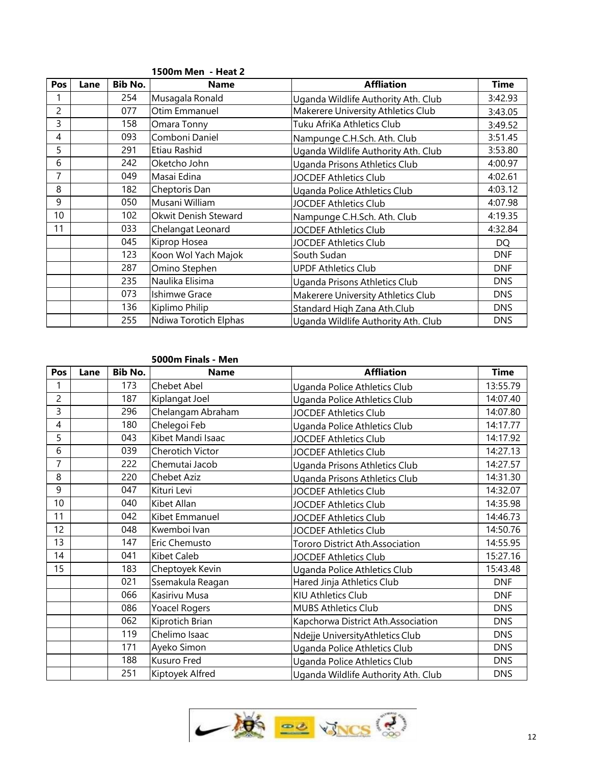### 1500m Men - Heat 2

| Pos | Lane | Bib No. | Name | Affliation | Time |
|---|---|---|---|---|---|
| 1 | | 254 | Musagala Ronald | Uganda Wildlife Authority Ath. Club | 3:42.93 |
| 2 | | 077 | Otim Emmanuel | Makerere University Athletics Club | 3:43.05 |
| 3 | | 158 | Omara Tonny | Tuku AfriKa Athletics Club | 3:49.52 |
| 4 | | 093 | Comboni Daniel | Nampunge C.H.Sch. Ath. Club | 3:51.45 |
| 5 | | 291 | Etiau Rashid | Uganda Wildlife Authority Ath. Club | 3:53.80 |
| 6 | | 242 | Oketcho John | Uganda Prisons Athletics Club | 4:00.97 |
| 7 | | 049 | Masai Edina | JOCDEF Athletics Club | 4:02.61 |
| 8 | | 182 | Cheptoris Dan | Uganda Police Athletics Club | 4:03.12 |
| 9 | | 050 | Musani William | JOCDEF Athletics Club | 4:07.98 |
| 10 | | 102 | Okwit Denish Steward | Nampunge C.H.Sch. Ath. Club | 4:19.35 |
| 11 | | 033 | Chelangat Leonard | JOCDEF Athletics Club | 4:32.84 |
| | | 045 | Kiprop Hosea | JOCDEF Athletics Club | DQ |
| | | 123 | Koon Wol Yach Majok | South Sudan | DNF |
| | | 287 | Omino Stephen | UPDF Athletics Club | DNF |
| | | 235 | Naulika Elisima | Uganda Prisons Athletics Club | DNS |
| | | 073 | Ishimwe Grace | Makerere University Athletics Club | DNS |
| | | 136 | Kiplimo Philip | Standard High Zana Ath.Club | DNS |
| | | 255 | Ndiwa Torotich Elphas | Uganda Wildlife Authority Ath. Club | DNS |

### 5000m Finals - Men

| Pos | Lane | Bib No. | Name | Affliation | Time |
|---|---|---|---|---|---|
| 1 | | 173 | Chebet Abel | Uganda Police Athletics Club | 13:55.79 |
| 2 | | 187 | Kiplangat Joel | Uganda Police Athletics Club | 14:07.40 |
| 3 | | 296 | Chelangam Abraham | JOCDEF Athletics Club | 14:07.80 |
| 4 | | 180 | Chelegoi Feb | Uganda Police Athletics Club | 14:17.77 |
| 5 | | 043 | Kibet Mandi Isaac | JOCDEF Athletics Club | 14:17.92 |
| 6 | | 039 | Cherotich Victor | JOCDEF Athletics Club | 14:27.13 |
| 7 | | 222 | Chemutai Jacob | Uganda Prisons Athletics Club | 14:27.57 |
| 8 | | 220 | Chebet Aziz | Uganda Prisons Athletics Club | 14:31.30 |
| 9 | | 047 | Kituri Levi | JOCDEF Athletics Club | 14:32.07 |
| 10 | | 040 | Kibet Allan | JOCDEF Athletics Club | 14:35.98 |
| 11 | | 042 | Kibet Emmanuel | JOCDEF Athletics Club | 14:46.73 |
| 12 | | 048 | Kwemboi Ivan | JOCDEF Athletics Club | 14:50.76 |
| 13 | | 147 | Eric Chemusto | Tororo District Ath.Association | 14:55.95 |
| 14 | | 041 | Kibet Caleb | JOCDEF Athletics Club | 15:27.16 |
| 15 | | 183 | Cheptoyek Kevin | Uganda Police Athletics Club | 15:43.48 |
| | | 021 | Ssemakula Reagan | Hared Jinja Athletics Club | DNF |
| | | 066 | Kasirivu Musa | KIU Athletics Club | DNF |
| | | 086 | Yoacel Rogers | MUBS Athletics Club | DNS |
| | | 062 | Kiprotich Brian | Kapchorwa District Ath.Association | DNS |
| | | 119 | Chelimo Isaac | Ndejje UniversityAthletics Club | DNS |
| | | 171 | Ayeko Simon | Uganda Police Athletics Club | DNS |
| | | 188 | Kusuro Fred | Uganda Police Athletics Club | DNS |
| | | 251 | Kiptoyek Alfred | Uganda Wildlife Authority Ath. Club | DNS |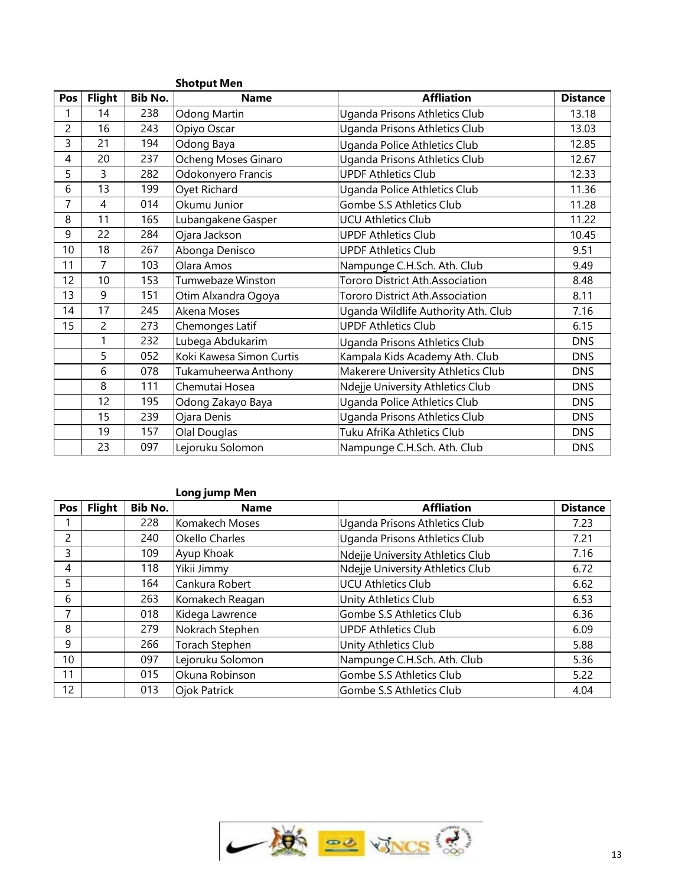### Shotput Men

| Pos | Flight | Bib No. | Name | Affliation | Distance |
|---|---|---|---|---|---|
| 1 | 14 | 238 | Odong Martin | Uganda Prisons Athletics Club | 13.18 |
| 2 | 16 | 243 | Opiyo Oscar | Uganda Prisons Athletics Club | 13.03 |
| 3 | 21 | 194 | Odong Baya | Uganda Police Athletics Club | 12.85 |
| 4 | 20 | 237 | Ocheng Moses Ginaro | Uganda Prisons Athletics Club | 12.67 |
| 5 | 3 | 282 | Odokonyero Francis | UPDF Athletics Club | 12.33 |
| 6 | 13 | 199 | Oyet Richard | Uganda Police Athletics Club | 11.36 |
| 7 | 4 | 014 | Okumu Junior | Gombe S.S Athletics Club | 11.28 |
| 8 | 11 | 165 | Lubangakene Gasper | UCU Athletics Club | 11.22 |
| 9 | 22 | 284 | Ojara Jackson | UPDF Athletics Club | 10.45 |
| 10 | 18 | 267 | Abonga Denisco | UPDF Athletics Club | 9.51 |
| 11 | 7 | 103 | Olara Amos | Nampunge C.H.Sch. Ath. Club | 9.49 |
| 12 | 10 | 153 | Tumwebaze Winston | Tororo District Ath.Association | 8.48 |
| 13 | 9 | 151 | Otim Alxandra Ogoya | Tororo District Ath.Association | 8.11 |
| 14 | 17 | 245 | Akena Moses | Uganda Wildlife Authority Ath. Club | 7.16 |
| 15 | 2 | 273 | Chemonges Latif | UPDF Athletics Club | 6.15 |
| | 1 | 232 | Lubega Abdukarim | Uganda Prisons Athletics Club | DNS |
| | 5 | 052 | Koki Kawesa Simon Curtis | Kampala Kids Academy Ath. Club | DNS |
| | 6 | 078 | Tukamuheerwa Anthony | Makerere University Athletics Club | DNS |
| | 8 | 111 | Chemutai Hosea | Ndejje University Athletics Club | DNS |
| | 12 | 195 | Odong Zakayo Baya | Uganda Police Athletics Club | DNS |
| | 15 | 239 | Ojara Denis | Uganda Prisons Athletics Club | DNS |
| | 19 | 157 | Olal Douglas | Tuku AfriKa Athletics Club | DNS |
| | 23 | 097 | Lejoruku Solomon | Nampunge C.H.Sch. Ath. Club | DNS |

### Long jump Men

| Pos | Flight | Bib No. | Name | Affliation | Distance |
|---|---|---|---|---|---|
| 1 | | 228 | Komakech Moses | Uganda Prisons Athletics Club | 7.23 |
| 2 | | 240 | Okello Charles | Uganda Prisons Athletics Club | 7.21 |
| 3 | | 109 | Ayup Khoak | Ndejje University Athletics Club | 7.16 |
| 4 | | 118 | Yikii Jimmy | Ndejje University Athletics Club | 6.72 |
| 5 | | 164 | Cankura Robert | UCU Athletics Club | 6.62 |
| 6 | | 263 | Komakech Reagan | Unity Athletics Club | 6.53 |
| 7 | | 018 | Kidega Lawrence | Gombe S.S Athletics Club | 6.36 |
| 8 | | 279 | Nokrach Stephen | UPDF Athletics Club | 6.09 |
| 9 | | 266 | Torach Stephen | Unity Athletics Club | 5.88 |
| 10 | | 097 | Lejoruku Solomon | Nampunge C.H.Sch. Ath. Club | 5.36 |
| 11 | | 015 | Okuna Robinson | Gombe S.S Athletics Club | 5.22 |
| 12 | | 013 | Ojok Patrick | Gombe S.S Athletics Club | 4.04 |